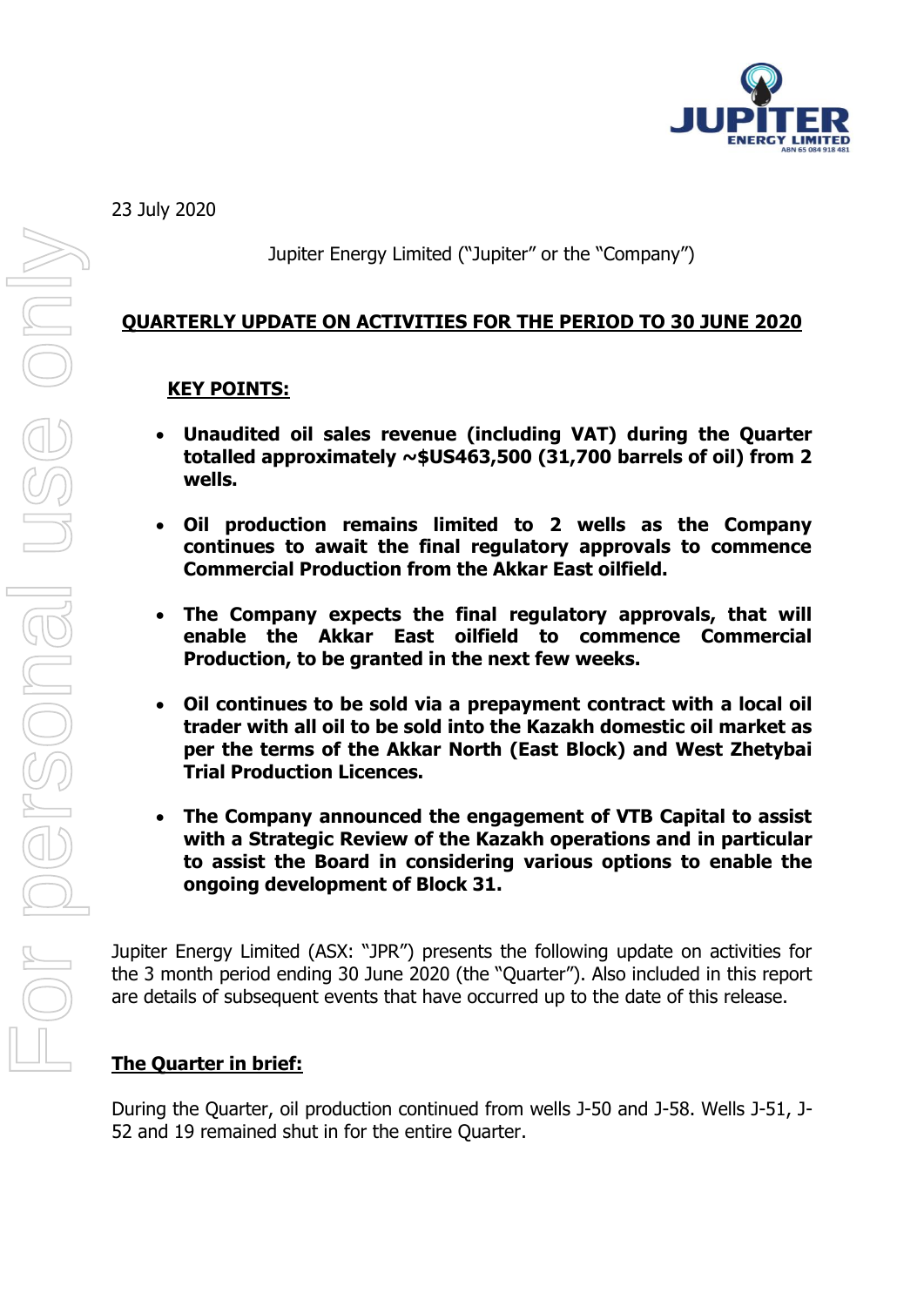23 July 2020

Jupiter Energy Limited ("Jupiter" or the "Company")

## QUARTERLY UPDATE ON ACTIVITIES FOR THE PERIOD TO 30 JUNE 2020

### KEY POINTS:

- **Unaudited oil sales revenue (including VAT) during the Quarter totalled approximately ~$US463,500 (31,700 barrels of oil) from 2 wells.**

- **Oil production remains limited to 2 wells as the Company continues to await the final regulatory approvals to commence Commercial Production from the Akkar East oilfield.**

- **The Company expects the final regulatory approvals, that will enable the Akkar East oilfield to commence Commercial Production, to be granted in the next few weeks.**

- **Oil continues to be sold via a prepayment contract with a local oil trader with all oil to be sold into the Kazakh domestic oil market as per the terms of the Akkar North (East Block) and West Zhetybai Trial Production Licences.**

- **The Company announced the engagement of VTB Capital to assist with a Strategic Review of the Kazakh operations and in particular to assist the Board in considering various options to enable the ongoing development of Block 31.**

Jupiter Energy Limited (ASX: "JPR") presents the following update on activities for the 3 month period ending 30 June 2020 (the "Quarter"). Also included in this report are details of subsequent events that have occurred up to the date of this release.

### The Quarter in brief:

During the Quarter, oil production continued from wells J-50 and J-58. Wells J-51, J-52 and 19 remained shut in for the entire Quarter.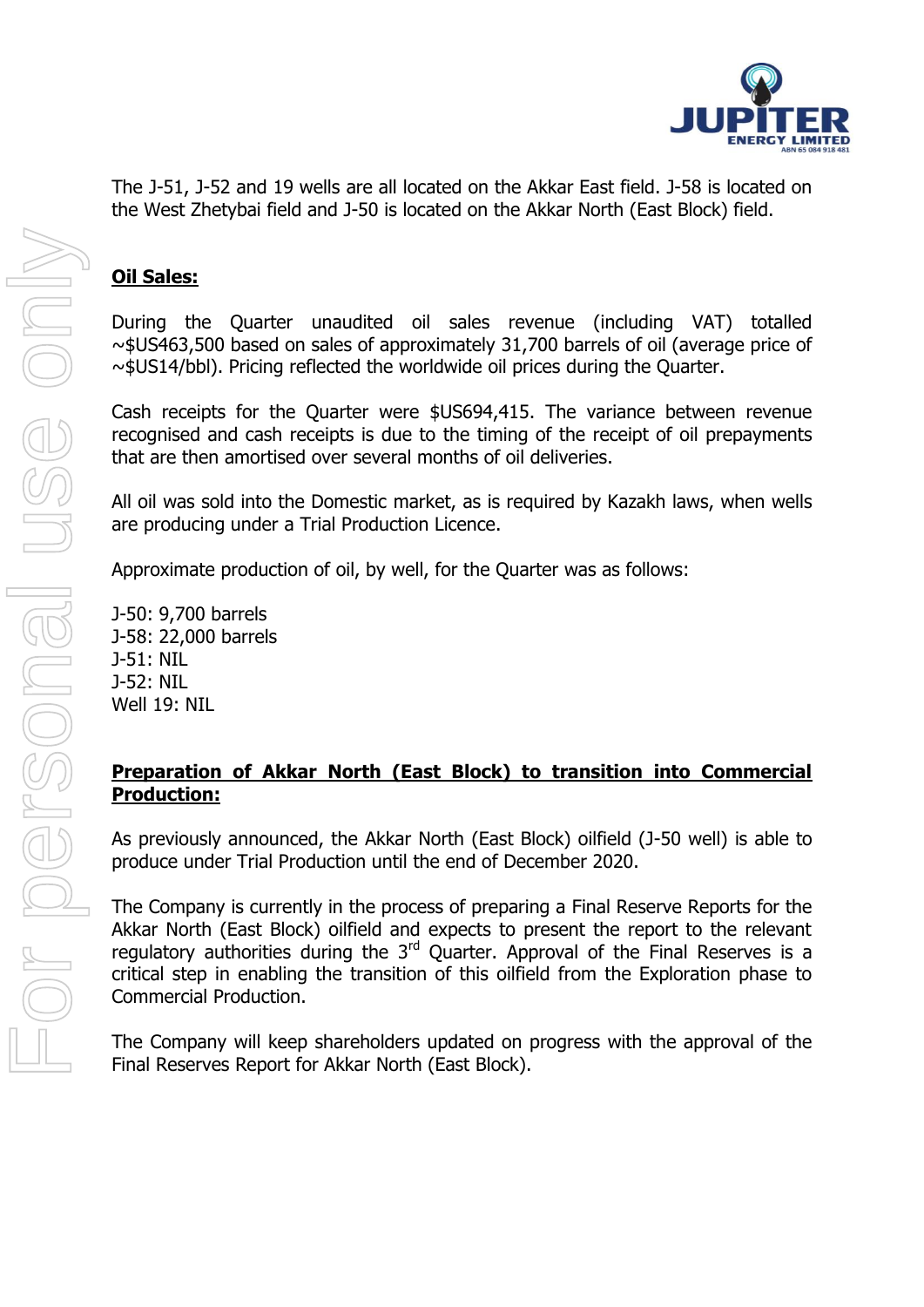The J-51, J-52 and 19 wells are all located on the Akkar East field. J-58 is located on the West Zhetybai field and J-50 is located on the Akkar North (East Block) field.

## Oil Sales:

During the Quarter unaudited oil sales revenue (including VAT) totalled ~$US463,500 based on sales of approximately 31,700 barrels of oil (average price of ~$US14/bbl). Pricing reflected the worldwide oil prices during the Quarter.

Cash receipts for the Quarter were $US694,415. The variance between revenue recognised and cash receipts is due to the timing of the receipt of oil prepayments that are then amortised over several months of oil deliveries.

All oil was sold into the Domestic market, as is required by Kazakh laws, when wells are producing under a Trial Production Licence.

Approximate production of oil, by well, for the Quarter was as follows:

J-50: 9,700 barrels
J-58: 22,000 barrels
J-51: NIL
J-52: NIL
Well 19: NIL

## Preparation of Akkar North (East Block) to transition into Commercial Production:

As previously announced, the Akkar North (East Block) oilfield (J-50 well) is able to produce under Trial Production until the end of December 2020.

The Company is currently in the process of preparing a Final Reserve Reports for the Akkar North (East Block) oilfield and expects to present the report to the relevant regulatory authorities during the 3rd Quarter. Approval of the Final Reserves is a critical step in enabling the transition of this oilfield from the Exploration phase to Commercial Production.

The Company will keep shareholders updated on progress with the approval of the Final Reserves Report for Akkar North (East Block).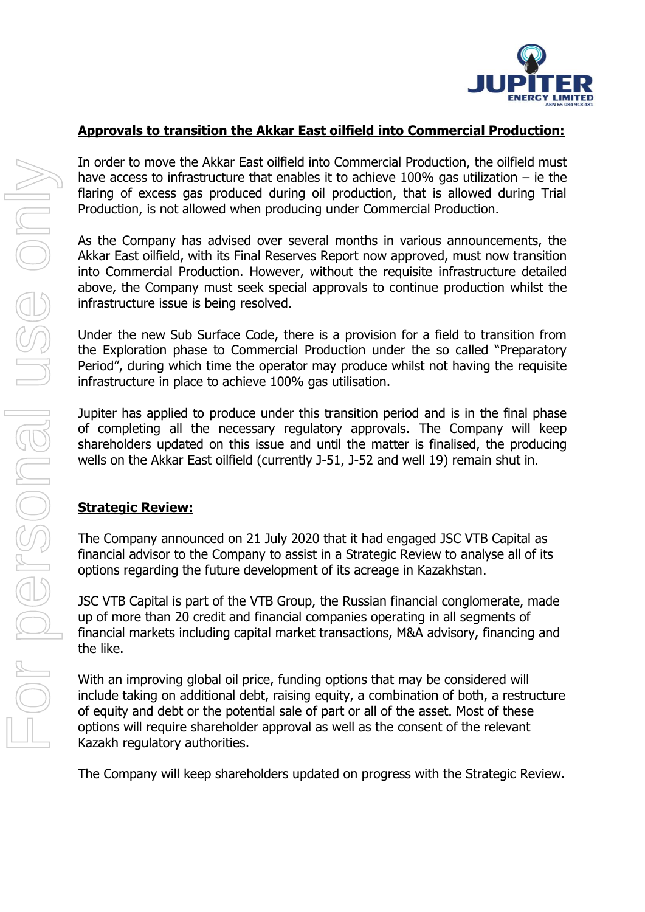## **Approvals to transition the Akkar East oilfield into Commercial Production:**

In order to move the Akkar East oilfield into Commercial Production, the oilfield must have access to infrastructure that enables it to achieve 100% gas utilization – ie the flaring of excess gas produced during oil production, that is allowed during Trial Production, is not allowed when producing under Commercial Production.

As the Company has advised over several months in various announcements, the Akkar East oilfield, with its Final Reserves Report now approved, must now transition into Commercial Production. However, without the requisite infrastructure detailed above, the Company must seek special approvals to continue production whilst the infrastructure issue is being resolved.

Under the new Sub Surface Code, there is a provision for a field to transition from the Exploration phase to Commercial Production under the so called "Preparatory Period", during which time the operator may produce whilst not having the requisite infrastructure in place to achieve 100% gas utilisation.

Jupiter has applied to produce under this transition period and is in the final phase of completing all the necessary regulatory approvals. The Company will keep shareholders updated on this issue and until the matter is finalised, the producing wells on the Akkar East oilfield (currently J-51, J-52 and well 19) remain shut in.

## **Strategic Review:**

The Company announced on 21 July 2020 that it had engaged JSC VTB Capital as financial advisor to the Company to assist in a Strategic Review to analyse all of its options regarding the future development of its acreage in Kazakhstan.

JSC VTB Capital is part of the VTB Group, the Russian financial conglomerate, made up of more than 20 credit and financial companies operating in all segments of financial markets including capital market transactions, M&A advisory, financing and the like.

With an improving global oil price, funding options that may be considered will include taking on additional debt, raising equity, a combination of both, a restructure of equity and debt or the potential sale of part or all of the asset. Most of these options will require shareholder approval as well as the consent of the relevant Kazakh regulatory authorities.

The Company will keep shareholders updated on progress with the Strategic Review.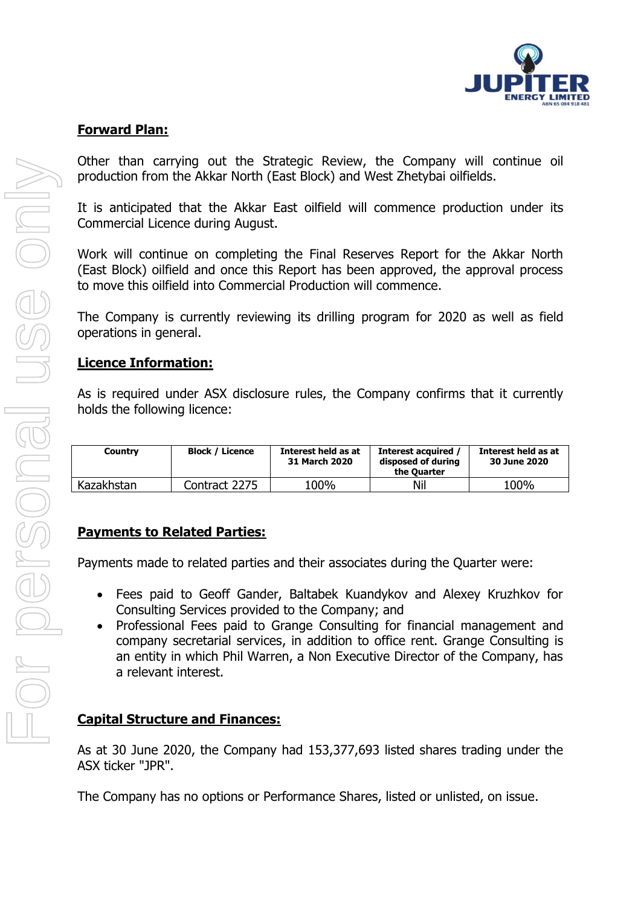## Forward Plan:

Other than carrying out the Strategic Review, the Company will continue oil production from the Akkar North (East Block) and West Zhetybai oilfields.

It is anticipated that the Akkar East oilfield will commence production under its Commercial Licence during August.

Work will continue on completing the Final Reserves Report for the Akkar North (East Block) oilfield and once this Report has been approved, the approval process to move this oilfield into Commercial Production will commence.

The Company is currently reviewing its drilling program for 2020 as well as field operations in general.

## Licence Information:

As is required under ASX disclosure rules, the Company confirms that it currently holds the following licence:

| Country | Block / Licence | Interest held as at 31 March 2020 | Interest acquired / disposed of during the Quarter | Interest held as at 30 June 2020 |
|---|---|---|---|---|
| Kazakhstan | Contract 2275 | 100% | Nil | 100% |

## Payments to Related Parties:

Payments made to related parties and their associates during the Quarter were:

- Fees paid to Geoff Gander, Baltabek Kuandykov and Alexey Kruzhkov for Consulting Services provided to the Company; and
- Professional Fees paid to Grange Consulting for financial management and company secretarial services, in addition to office rent. Grange Consulting is an entity in which Phil Warren, a Non Executive Director of the Company, has a relevant interest.

## Capital Structure and Finances:

As at 30 June 2020, the Company had 153,377,693 listed shares trading under the ASX ticker "JPR".

The Company has no options or Performance Shares, listed or unlisted, on issue.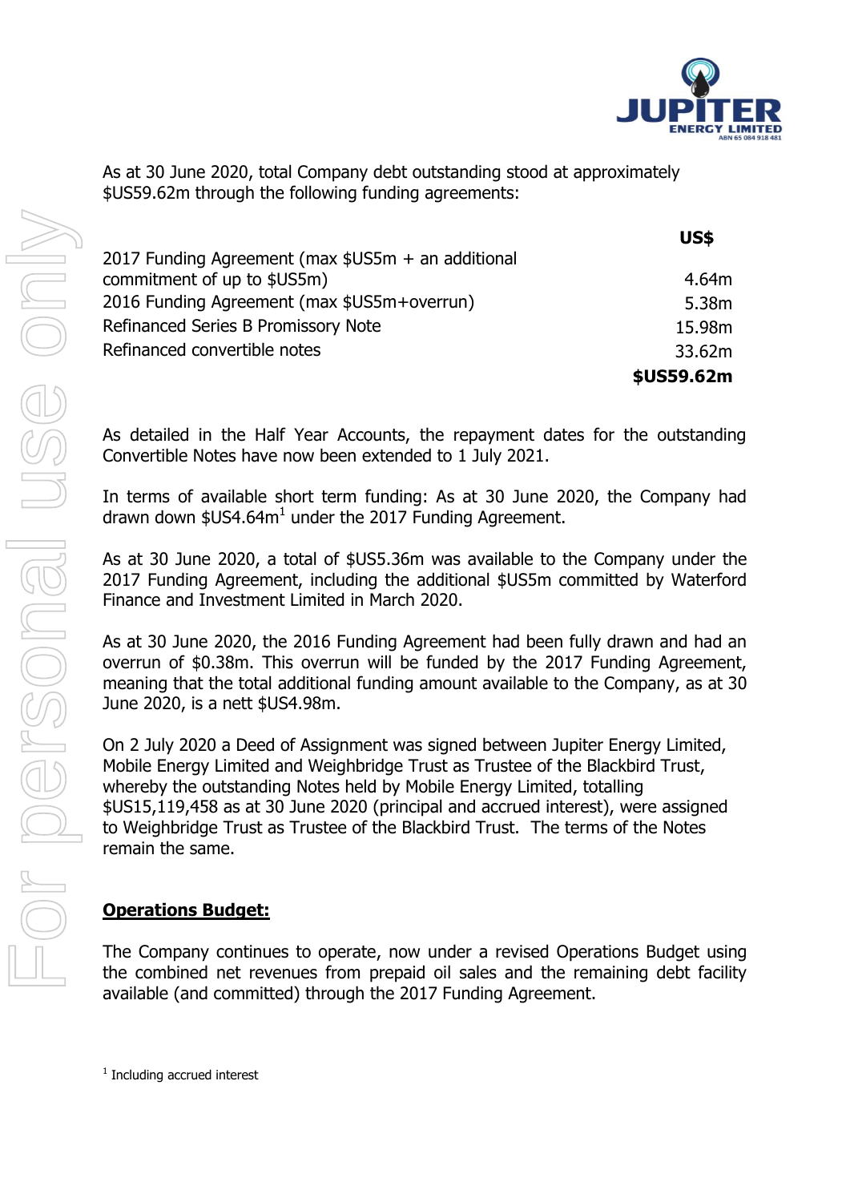As at 30 June 2020, total Company debt outstanding stood at approximately $US59.62m through the following funding agreements:

| | US$ |
|---|---|
| 2017 Funding Agreement (max $US5m + an additional commitment of up to $US5m) | 4.64m |
| 2016 Funding Agreement (max $US5m+overrun) | 5.38m |
| Refinanced Series B Promissory Note | 15.98m |
| Refinanced convertible notes | 33.62m |
| | **$US59.62m** |

As detailed in the Half Year Accounts, the repayment dates for the outstanding Convertible Notes have now been extended to 1 July 2021.

In terms of available short term funding: As at 30 June 2020, the Company had drawn down $US4.64m[1] under the 2017 Funding Agreement.

As at 30 June 2020, a total of $US5.36m was available to the Company under the 2017 Funding Agreement, including the additional $US5m committed by Waterford Finance and Investment Limited in March 2020.

As at 30 June 2020, the 2016 Funding Agreement had been fully drawn and had an overrun of $0.38m. This overrun will be funded by the 2017 Funding Agreement, meaning that the total additional funding amount available to the Company, as at 30 June 2020, is a nett $US4.98m.

On 2 July 2020 a Deed of Assignment was signed between Jupiter Energy Limited, Mobile Energy Limited and Weighbridge Trust as Trustee of the Blackbird Trust, whereby the outstanding Notes held by Mobile Energy Limited, totalling $US15,119,458 as at 30 June 2020 (principal and accrued interest), were assigned to Weighbridge Trust as Trustee of the Blackbird Trust. The terms of the Notes remain the same.

## Operations Budget:

The Company continues to operate, now under a revised Operations Budget using the combined net revenues from prepaid oil sales and the remaining debt facility available (and committed) through the 2017 Funding Agreement.

[1] Including accrued interest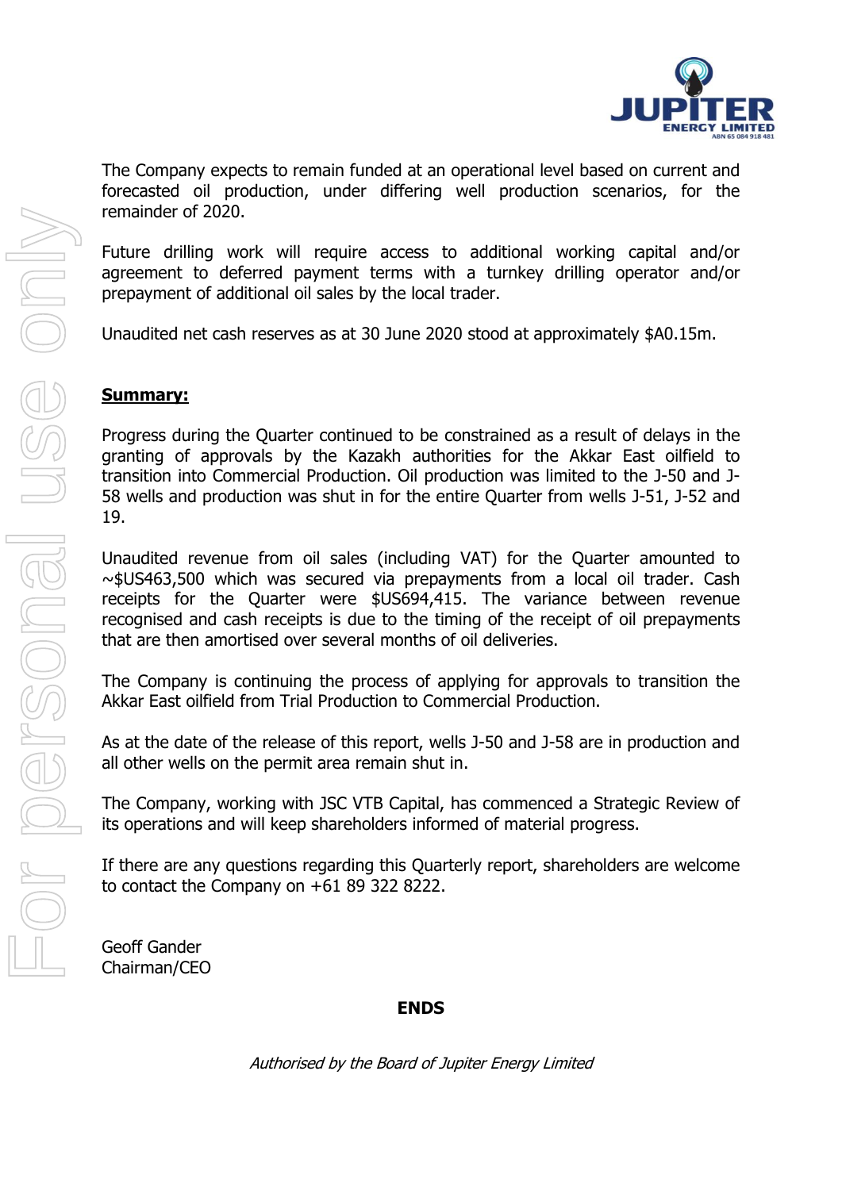The Company expects to remain funded at an operational level based on current and forecasted oil production, under differing well production scenarios, for the remainder of 2020.

Future drilling work will require access to additional working capital and/or agreement to deferred payment terms with a turnkey drilling operator and/or prepayment of additional oil sales by the local trader.

Unaudited net cash reserves as at 30 June 2020 stood at approximately $A0.15m.

**Summary:**

Progress during the Quarter continued to be constrained as a result of delays in the granting of approvals by the Kazakh authorities for the Akkar East oilfield to transition into Commercial Production. Oil production was limited to the J-50 and J-58 wells and production was shut in for the entire Quarter from wells J-51, J-52 and 19.

Unaudited revenue from oil sales (including VAT) for the Quarter amounted to ~$US463,500 which was secured via prepayments from a local oil trader. Cash receipts for the Quarter were $US694,415. The variance between revenue recognised and cash receipts is due to the timing of the receipt of oil prepayments that are then amortised over several months of oil deliveries.

The Company is continuing the process of applying for approvals to transition the Akkar East oilfield from Trial Production to Commercial Production.

As at the date of the release of this report, wells J-50 and J-58 are in production and all other wells on the permit area remain shut in.

The Company, working with JSC VTB Capital, has commenced a Strategic Review of its operations and will keep shareholders informed of material progress.

If there are any questions regarding this Quarterly report, shareholders are welcome to contact the Company on +61 89 322 8222.

Geoff Gander
Chairman/CEO

**ENDS**

*Authorised by the Board of Jupiter Energy Limited*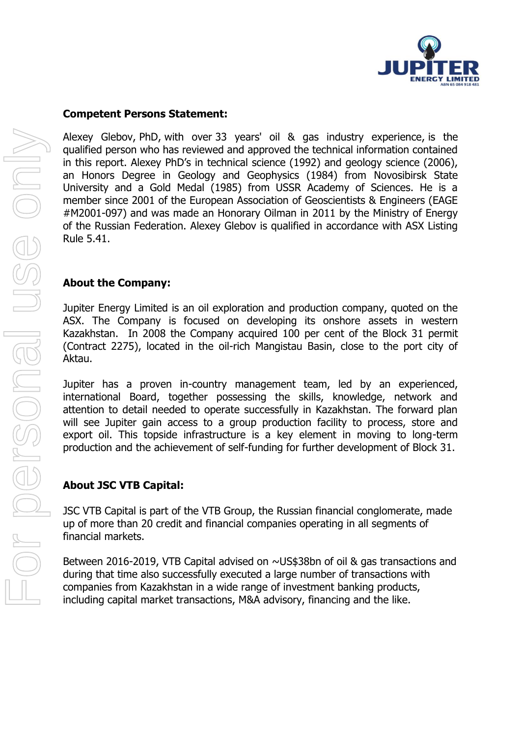**Competent Persons Statement:**

Alexey Glebov, PhD, with over 33 years' oil & gas industry experience, is the qualified person who has reviewed and approved the technical information contained in this report. Alexey PhD's in technical science (1992) and geology science (2006), an Honors Degree in Geology and Geophysics (1984) from Novosibirsk State University and a Gold Medal (1985) from USSR Academy of Sciences. He is a member since 2001 of the European Association of Geoscientists & Engineers (EAGE #M2001-097) and was made an Honorary Oilman in 2011 by the Ministry of Energy of the Russian Federation. Alexey Glebov is qualified in accordance with ASX Listing Rule 5.41.

**About the Company:**

Jupiter Energy Limited is an oil exploration and production company, quoted on the ASX. The Company is focused on developing its onshore assets in western Kazakhstan. In 2008 the Company acquired 100 per cent of the Block 31 permit (Contract 2275), located in the oil-rich Mangistau Basin, close to the port city of Aktau.

Jupiter has a proven in-country management team, led by an experienced, international Board, together possessing the skills, knowledge, network and attention to detail needed to operate successfully in Kazakhstan. The forward plan will see Jupiter gain access to a group production facility to process, store and export oil. This topside infrastructure is a key element in moving to long-term production and the achievement of self-funding for further development of Block 31.

**About JSC VTB Capital:**

JSC VTB Capital is part of the VTB Group, the Russian financial conglomerate, made up of more than 20 credit and financial companies operating in all segments of financial markets.

Between 2016-2019, VTB Capital advised on ~US$38bn of oil & gas transactions and during that time also successfully executed a large number of transactions with companies from Kazakhstan in a wide range of investment banking products, including capital market transactions, M&A advisory, financing and the like.